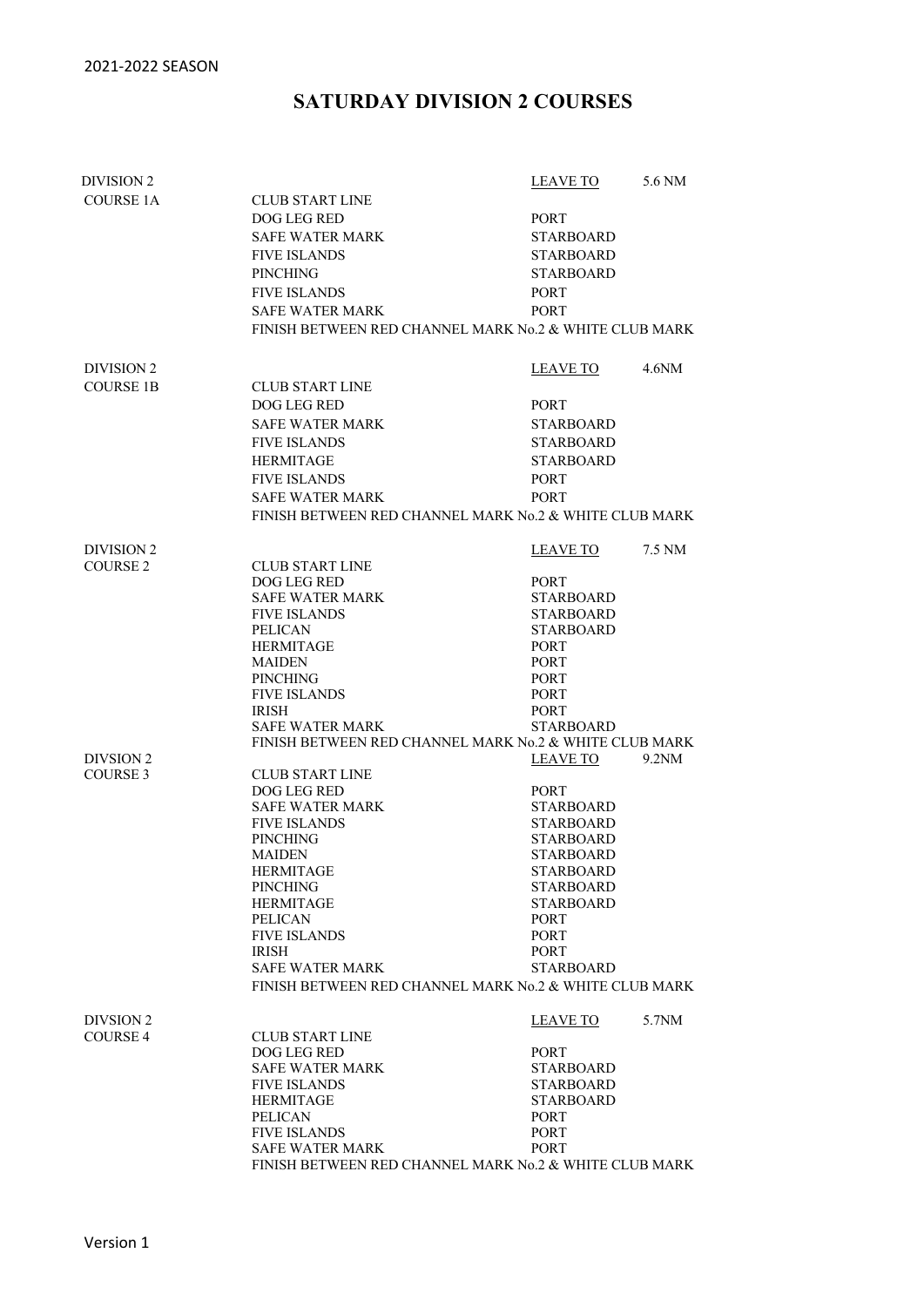2021-2022 SEASON

# SATURDAY DIVISION 2 COURSES

| DIVISION 2 | | LEAVE TO | 5.6 NM |
|---|---|---|---|
| COURSE 1A | CLUB START LINE | | |
| | DOG LEG RED | PORT | |
| | SAFE WATER MARK | STARBOARD | |
| | FIVE ISLANDS | STARBOARD | |
| | PINCHING | STARBOARD | |
| | FIVE ISLANDS | PORT | |
| | SAFE WATER MARK | PORT | |
| | FINISH BETWEEN RED CHANNEL MARK No.2 & WHITE CLUB MARK | | |

| DIVISION 2 | | LEAVE TO | 4.6NM |
|---|---|---|---|
| COURSE 1B | CLUB START LINE | | |
| | DOG LEG RED | PORT | |
| | SAFE WATER MARK | STARBOARD | |
| | FIVE ISLANDS | STARBOARD | |
| | HERMITAGE | STARBOARD | |
| | FIVE ISLANDS | PORT | |
| | SAFE WATER MARK | PORT | |
| | FINISH BETWEEN RED CHANNEL MARK No.2 & WHITE CLUB MARK | | |

| DIVISION 2 | | LEAVE TO | 7.5 NM |
|---|---|---|---|
| COURSE 2 | CLUB START LINE | | |
| | DOG LEG RED | PORT | |
| | SAFE WATER MARK | STARBOARD | |
| | FIVE ISLANDS | STARBOARD | |
| | PELICAN | STARBOARD | |
| | HERMITAGE | PORT | |
| | MAIDEN | PORT | |
| | PINCHING | PORT | |
| | FIVE ISLANDS | PORT | |
| | IRISH | PORT | |
| | SAFE WATER MARK | STARBOARD | |
| | FINISH BETWEEN RED CHANNEL MARK No.2 & WHITE CLUB MARK | | |

| DIVSION 2 | | LEAVE TO | 9.2NM |
|---|---|---|---|
| COURSE 3 | CLUB START LINE | | |
| | DOG LEG RED | PORT | |
| | SAFE WATER MARK | STARBOARD | |
| | FIVE ISLANDS | STARBOARD | |
| | PINCHING | STARBOARD | |
| | MAIDEN | STARBOARD | |
| | HERMITAGE | STARBOARD | |
| | PINCHING | STARBOARD | |
| | HERMITAGE | STARBOARD | |
| | PELICAN | PORT | |
| | FIVE ISLANDS | PORT | |
| | IRISH | PORT | |
| | SAFE WATER MARK | STARBOARD | |
| | FINISH BETWEEN RED CHANNEL MARK No.2 & WHITE CLUB MARK | | |

| DIVSION 2 | | LEAVE TO | 5.7NM |
|---|---|---|---|
| COURSE 4 | CLUB START LINE | | |
| | DOG LEG RED | PORT | |
| | SAFE WATER MARK | STARBOARD | |
| | FIVE ISLANDS | STARBOARD | |
| | HERMITAGE | STARBOARD | |
| | PELICAN | PORT | |
| | FIVE ISLANDS | PORT | |
| | SAFE WATER MARK | PORT | |
| | FINISH BETWEEN RED CHANNEL MARK No.2 & WHITE CLUB MARK | | |

Version 1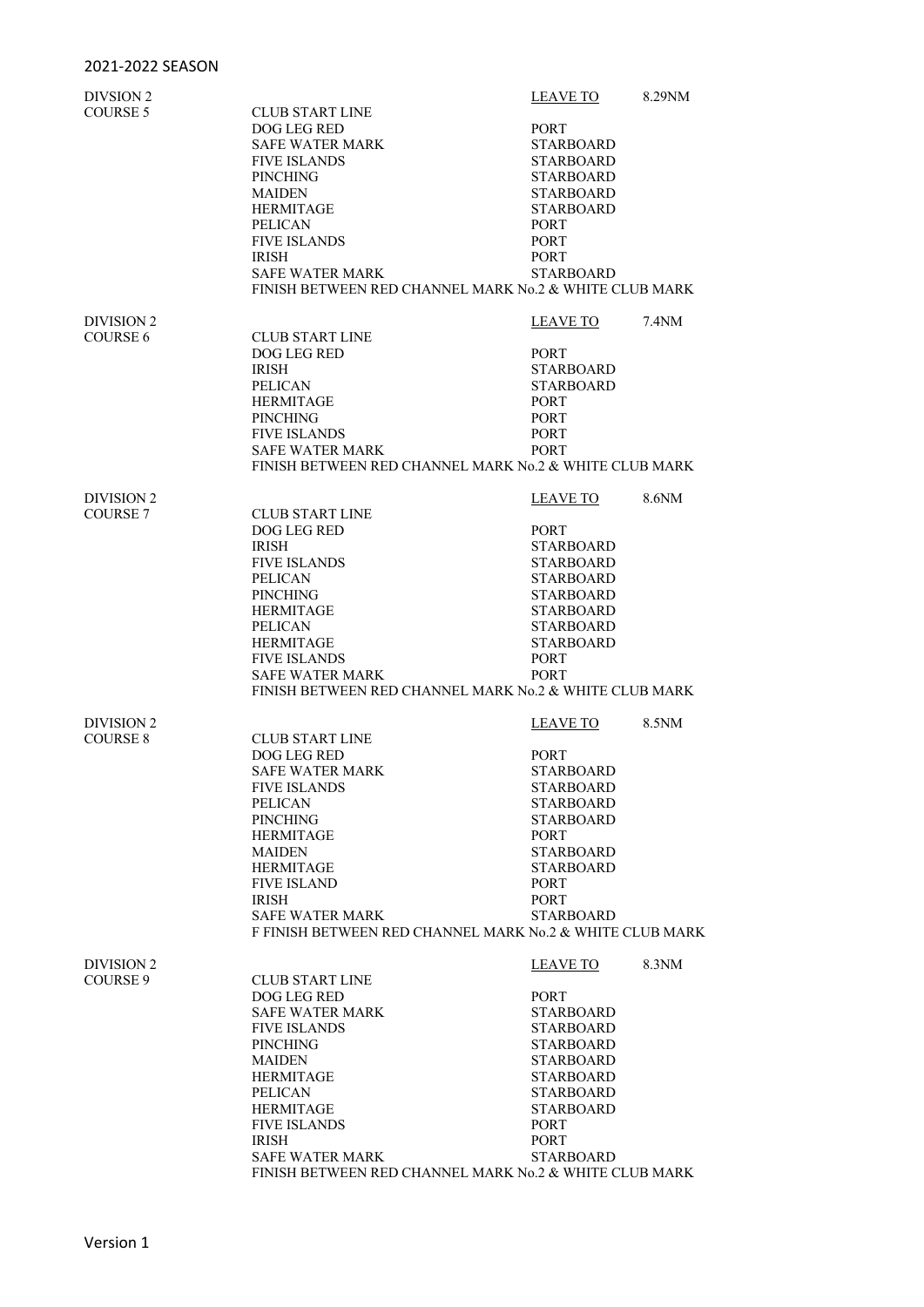2021-2022 SEASON

| | | | |
|---|---|---|---|
| DIVSION 2 | | LEAVE TO | 8.29NM |
| COURSE 5 | CLUB START LINE | | |
| | DOG LEG RED | PORT | |
| | SAFE WATER MARK | STARBOARD | |
| | FIVE ISLANDS | STARBOARD | |
| | PINCHING | STARBOARD | |
| | MAIDEN | STARBOARD | |
| | HERMITAGE | STARBOARD | |
| | PELICAN | PORT | |
| | FIVE ISLANDS | PORT | |
| | IRISH | PORT | |
| | SAFE WATER MARK | STARBOARD | |
| | FINISH BETWEEN RED CHANNEL MARK No.2 & WHITE CLUB MARK | | |

| | | | |
|---|---|---|---|
| DIVISION 2 | | LEAVE TO | 7.4NM |
| COURSE 6 | CLUB START LINE | | |
| | DOG LEG RED | PORT | |
| | IRISH | STARBOARD | |
| | PELICAN | STARBOARD | |
| | HERMITAGE | PORT | |
| | PINCHING | PORT | |
| | FIVE ISLANDS | PORT | |
| | SAFE WATER MARK | PORT | |
| | FINISH BETWEEN RED CHANNEL MARK No.2 & WHITE CLUB MARK | | |

| | | | |
|---|---|---|---|
| DIVISION 2 | | LEAVE TO | 8.6NM |
| COURSE 7 | CLUB START LINE | | |
| | DOG LEG RED | PORT | |
| | IRISH | STARBOARD | |
| | FIVE ISLANDS | STARBOARD | |
| | PELICAN | STARBOARD | |
| | PINCHING | STARBOARD | |
| | HERMITAGE | STARBOARD | |
| | PELICAN | STARBOARD | |
| | HERMITAGE | STARBOARD | |
| | FIVE ISLANDS | PORT | |
| | SAFE WATER MARK | PORT | |
| | FINISH BETWEEN RED CHANNEL MARK No.2 & WHITE CLUB MARK | | |

| | | | |
|---|---|---|---|
| DIVISION 2 | | LEAVE TO | 8.5NM |
| COURSE 8 | CLUB START LINE | | |
| | DOG LEG RED | PORT | |
| | SAFE WATER MARK | STARBOARD | |
| | FIVE ISLANDS | STARBOARD | |
| | PELICAN | STARBOARD | |
| | PINCHING | STARBOARD | |
| | HERMITAGE | PORT | |
| | MAIDEN | STARBOARD | |
| | HERMITAGE | STARBOARD | |
| | FIVE ISLAND | PORT | |
| | IRISH | PORT | |
| | SAFE WATER MARK | STARBOARD | |
| | F FINISH BETWEEN RED CHANNEL MARK No.2 & WHITE CLUB MARK | | |

| | | | |
|---|---|---|---|
| DIVISION 2 | | LEAVE TO | 8.3NM |
| COURSE 9 | CLUB START LINE | | |
| | DOG LEG RED | PORT | |
| | SAFE WATER MARK | STARBOARD | |
| | FIVE ISLANDS | STARBOARD | |
| | PINCHING | STARBOARD | |
| | MAIDEN | STARBOARD | |
| | HERMITAGE | STARBOARD | |
| | PELICAN | STARBOARD | |
| | HERMITAGE | STARBOARD | |
| | FIVE ISLANDS | PORT | |
| | IRISH | PORT | |
| | SAFE WATER MARK | STARBOARD | |
| | FINISH BETWEEN RED CHANNEL MARK No.2 & WHITE CLUB MARK | | |

Version 1